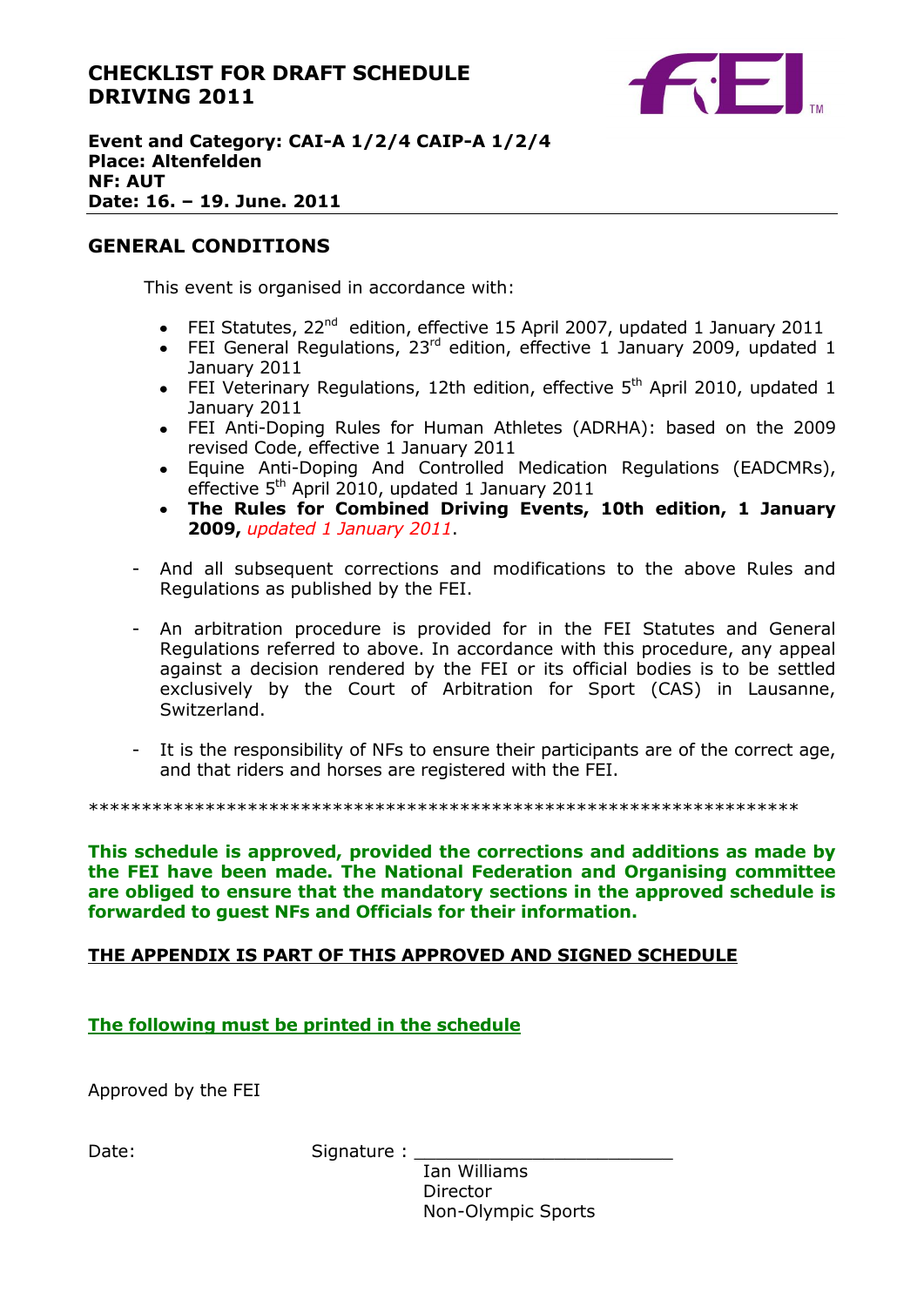# CHECKLIST FOR DRAFT SCHEDULE DRIVING 2011

**Event and Category: CAI-A 1/2/4 CAIP-A 1/2/4**
**Place: Altenfelden**
**NF: AUT**
**Date: 16. – 19. June. 2011**

## GENERAL CONDITIONS

This event is organised in accordance with:

- FEI Statutes, 22nd edition, effective 15 April 2007, updated 1 January 2011
- FEI General Regulations, 23rd edition, effective 1 January 2009, updated 1 January 2011
- FEI Veterinary Regulations, 12th edition, effective 5th April 2010, updated 1 January 2011
- FEI Anti-Doping Rules for Human Athletes (ADRHA): based on the 2009 revised Code, effective 1 January 2011
- Equine Anti-Doping And Controlled Medication Regulations (EADCMRs), effective 5th April 2010, updated 1 January 2011
- **The Rules for Combined Driving Events, 10th edition, 1 January 2009,** *updated 1 January 2011*.

- And all subsequent corrections and modifications to the above Rules and Regulations as published by the FEI.

- An arbitration procedure is provided for in the FEI Statutes and General Regulations referred to above. In accordance with this procedure, any appeal against a decision rendered by the FEI or its official bodies is to be settled exclusively by the Court of Arbitration for Sport (CAS) in Lausanne, Switzerland.

- It is the responsibility of NFs to ensure their participants are of the correct age, and that riders and horses are registered with the FEI.

*******************************************************************

**This schedule is approved, provided the corrections and additions as made by the FEI have been made. The National Federation and Organising committee are obliged to ensure that the mandatory sections in the approved schedule is forwarded to guest NFs and Officials for their information.**

**THE APPENDIX IS PART OF THIS APPROVED AND SIGNED SCHEDULE**

**The following must be printed in the schedule**

Approved by the FEI

Date: Signature : ________________________

Ian Williams
Director
Non-Olympic Sports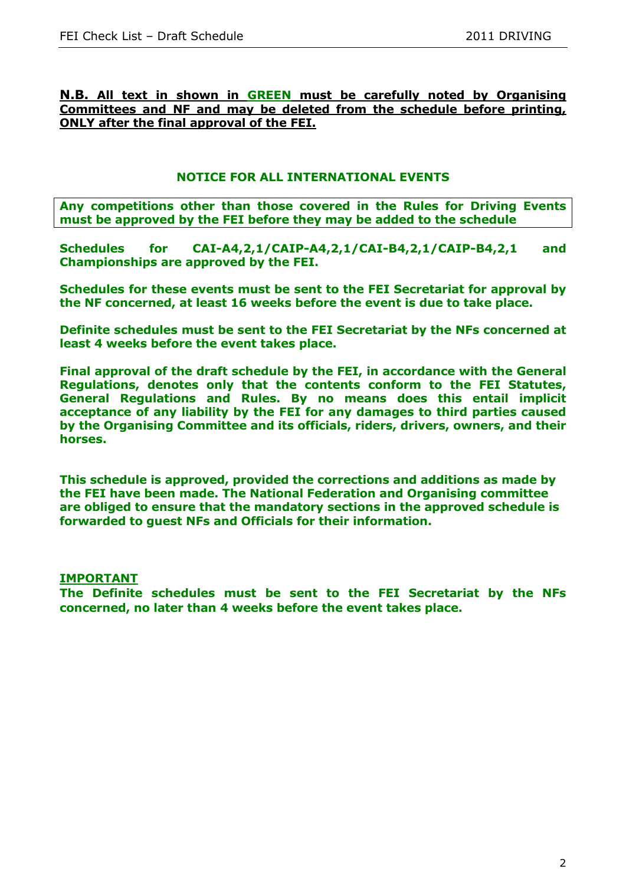**<u>N.B. All text in shown in GREEN must be carefully noted by Organising Committees and NF and may be deleted from the schedule before printing, ONLY after the final approval of the FEI.</u>**

## NOTICE FOR ALL INTERNATIONAL EVENTS

**Any competitions other than those covered in the Rules for Driving Events must be approved by the FEI before they may be added to the schedule**

**Schedules for CAI-A4,2,1/CAIP-A4,2,1/CAI-B4,2,1/CAIP-B4,2,1 and Championships are approved by the FEI.**

**Schedules for these events must be sent to the FEI Secretariat for approval by the NF concerned, at least 16 weeks before the event is due to take place.**

**Definite schedules must be sent to the FEI Secretariat by the NFs concerned at least 4 weeks before the event takes place.**

**Final approval of the draft schedule by the FEI, in accordance with the General Regulations, denotes only that the contents conform to the FEI Statutes, General Regulations and Rules. By no means does this entail implicit acceptance of any liability by the FEI for any damages to third parties caused by the Organising Committee and its officials, riders, drivers, owners, and their horses.**

**This schedule is approved, provided the corrections and additions as made by the FEI have been made. The National Federation and Organising committee are obliged to ensure that the mandatory sections in the approved schedule is forwarded to guest NFs and Officials for their information.**

**<u>IMPORTANT</u>**
**The Definite schedules must be sent to the FEI Secretariat by the NFs concerned, no later than 4 weeks before the event takes place.**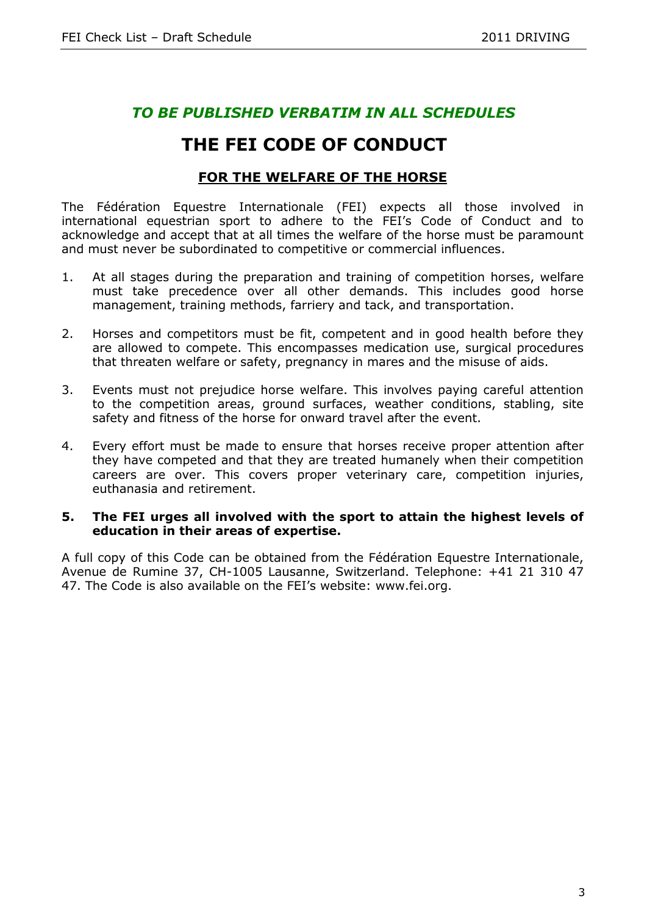*TO BE PUBLISHED VERBATIM IN ALL SCHEDULES*

# THE FEI CODE OF CONDUCT

## FOR THE WELFARE OF THE HORSE

The Fédération Equestre Internationale (FEI) expects all those involved in international equestrian sport to adhere to the FEI's Code of Conduct and to acknowledge and accept that at all times the welfare of the horse must be paramount and must never be subordinated to competitive or commercial influences.

1. At all stages during the preparation and training of competition horses, welfare must take precedence over all other demands. This includes good horse management, training methods, farriery and tack, and transportation.

2. Horses and competitors must be fit, competent and in good health before they are allowed to compete. This encompasses medication use, surgical procedures that threaten welfare or safety, pregnancy in mares and the misuse of aids.

3. Events must not prejudice horse welfare. This involves paying careful attention to the competition areas, ground surfaces, weather conditions, stabling, site safety and fitness of the horse for onward travel after the event.

4. Every effort must be made to ensure that horses receive proper attention after they have competed and that they are treated humanely when their competition careers are over. This covers proper veterinary care, competition injuries, euthanasia and retirement.

5. **The FEI urges all involved with the sport to attain the highest levels of education in their areas of expertise.**

A full copy of this Code can be obtained from the Fédération Equestre Internationale, Avenue de Rumine 37, CH-1005 Lausanne, Switzerland. Telephone: +41 21 310 47 47. The Code is also available on the FEI's website: www.fei.org.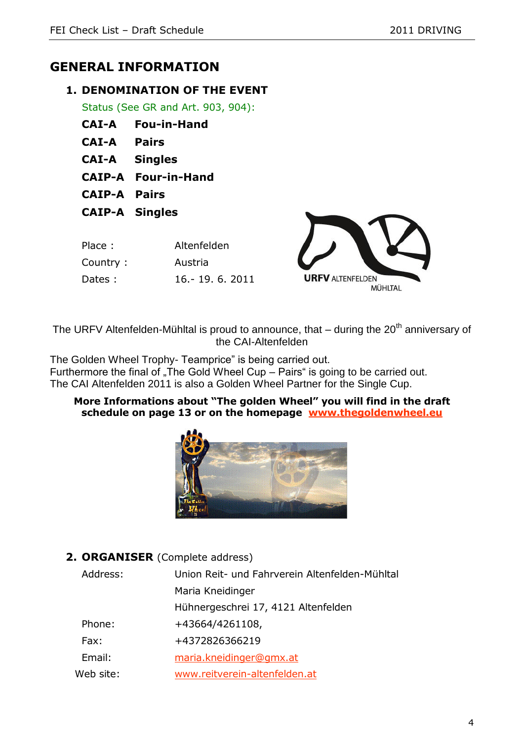# GENERAL INFORMATION

## 1. DENOMINATION OF THE EVENT

Status (See GR and Art. 903, 904):

**CAI-A Fou-in-Hand**

**CAI-A Pairs**

**CAI-A Singles**

**CAIP-A Four-in-Hand**

**CAIP-A Pairs**

**CAIP-A Singles**

| | |
|---|---|
| Place : | Altenfelden |
| Country : | Austria |
| Dates : | 16.- 19. 6. 2011 |

URFV ALTENFELDEN MÜHLTAL

The URFV Altenfelden-Mühltal is proud to announce, that – during the 20th anniversary of the CAI-Altenfelden

The Golden Wheel Trophy- Teamprice" is being carried out.
Furthermore the final of „The Gold Wheel Cup – Pairs" is going to be carried out.
The CAI Altenfelden 2011 is also a Golden Wheel Partner for the Single Cup.

**More Informations about "The golden Wheel" you will find in the draft schedule on page 13 or on the homepage www.thegoldenwheel.eu**

## 2. ORGANISER (Complete address)

| | |
|---|---|
| Address: | Union Reit- und Fahrverein Altenfelden-Mühltal |
| | Maria Kneidinger |
| | Hühnergeschrei 17, 4121 Altenfelden |
| Phone: | +43664/4261108, |
| Fax: | +4372826366219 |
| Email: | maria.kneidinger@gmx.at |
| Web site: | www.reitverein-altenfelden.at |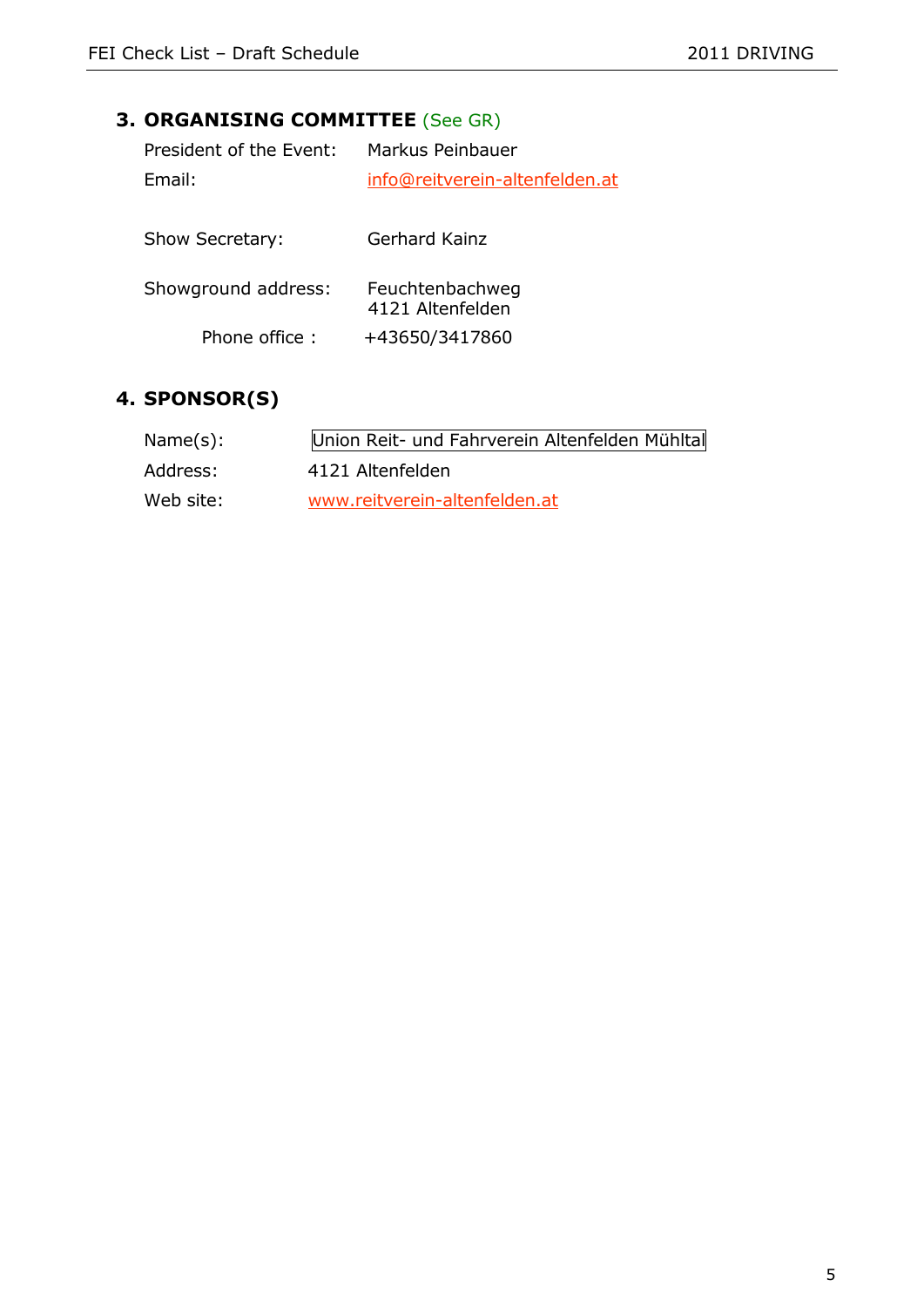## 3. ORGANISING COMMITTEE (See GR)

President of the Event: Markus Peinbauer

Email: info@reitverein-altenfelden.at

Show Secretary: Gerhard Kainz

Showground address: Feuchtenbachweg
4121 Altenfelden

Phone office : +43650/3417860

## 4. SPONSOR(S)

Name(s): Union Reit- und Fahrverein Altenfelden Mühltal

Address: 4121 Altenfelden

Web site: www.reitverein-altenfelden.at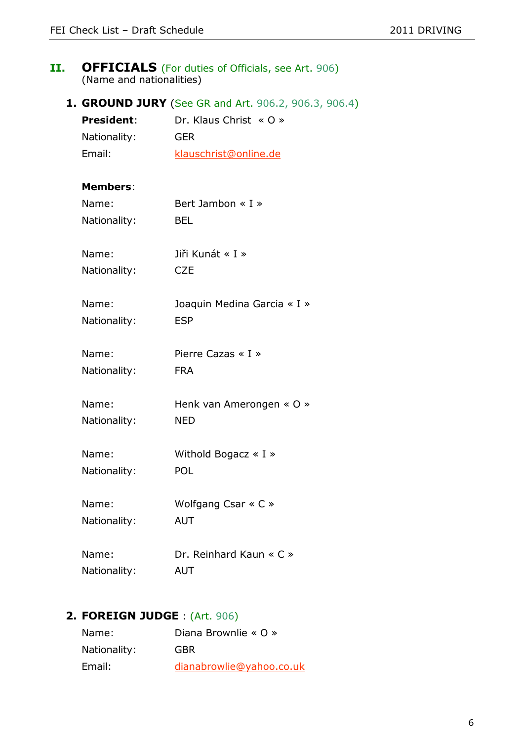## II. OFFICIALS (For duties of Officials, see Art. 906)

(Name and nationalities)

### 1. GROUND JURY (See GR and Art. 906.2, 906.3, 906.4)

**President**: Dr. Klaus Christ « O »
Nationality: GER
Email: klauschrist@online.de

**Members**:

Name: Bert Jambon « I »
Nationality: BEL

Name: Jiři Kunát « I »
Nationality: CZE

Name: Joaquin Medina Garcia « I »
Nationality: ESP

Name: Pierre Cazas « I »
Nationality: FRA

Name: Henk van Amerongen « O »
Nationality: NED

Name: Withold Bogacz « I »
Nationality: POL

Name: Wolfgang Csar « C »
Nationality: AUT

Name: Dr. Reinhard Kaun « C »
Nationality: AUT

### 2. FOREIGN JUDGE : (Art. 906)

Name: Diana Brownlie « O »
Nationality: GBR
Email: dianabrowlie@yahoo.co.uk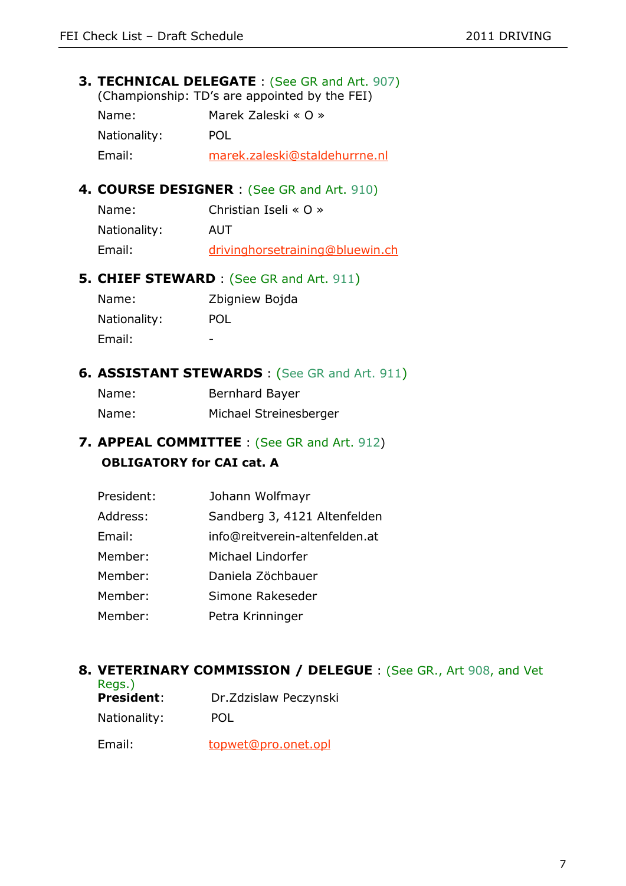## 3. TECHNICAL DELEGATE : (See GR and Art. 907)

(Championship: TD's are appointed by the FEI)

Name: Marek Zaleski « O »

Nationality: POL

Email: marek.zaleski@staldehurrne.nl

## 4. COURSE DESIGNER : (See GR and Art. 910)

Name: Christian Iseli « O »

Nationality: AUT

Email: drivinghorsetraining@bluewin.ch

## 5. CHIEF STEWARD : (See GR and Art. 911)

Name: Zbigniew Bojda

Nationality: POL

Email: -

## 6. ASSISTANT STEWARDS : (See GR and Art. 911)

Name: Bernhard Bayer

Name: Michael Streinesberger

## 7. APPEAL COMMITTEE : (See GR and Art. 912)

**OBLIGATORY for CAI cat. A**

President: Johann Wolfmayr

Address: Sandberg 3, 4121 Altenfelden

Email: info@reitverein-altenfelden.at

Member: Michael Lindorfer

Member: Daniela Zöchbauer

Member: Simone Rakeseder

Member: Petra Krinninger

## 8. VETERINARY COMMISSION / DELEGUE : (See GR., Art 908, and Vet Regs.)

**President**: Dr.Zdzislaw Peczynski

Nationality: POL

Email: topwet@pro.onet.opl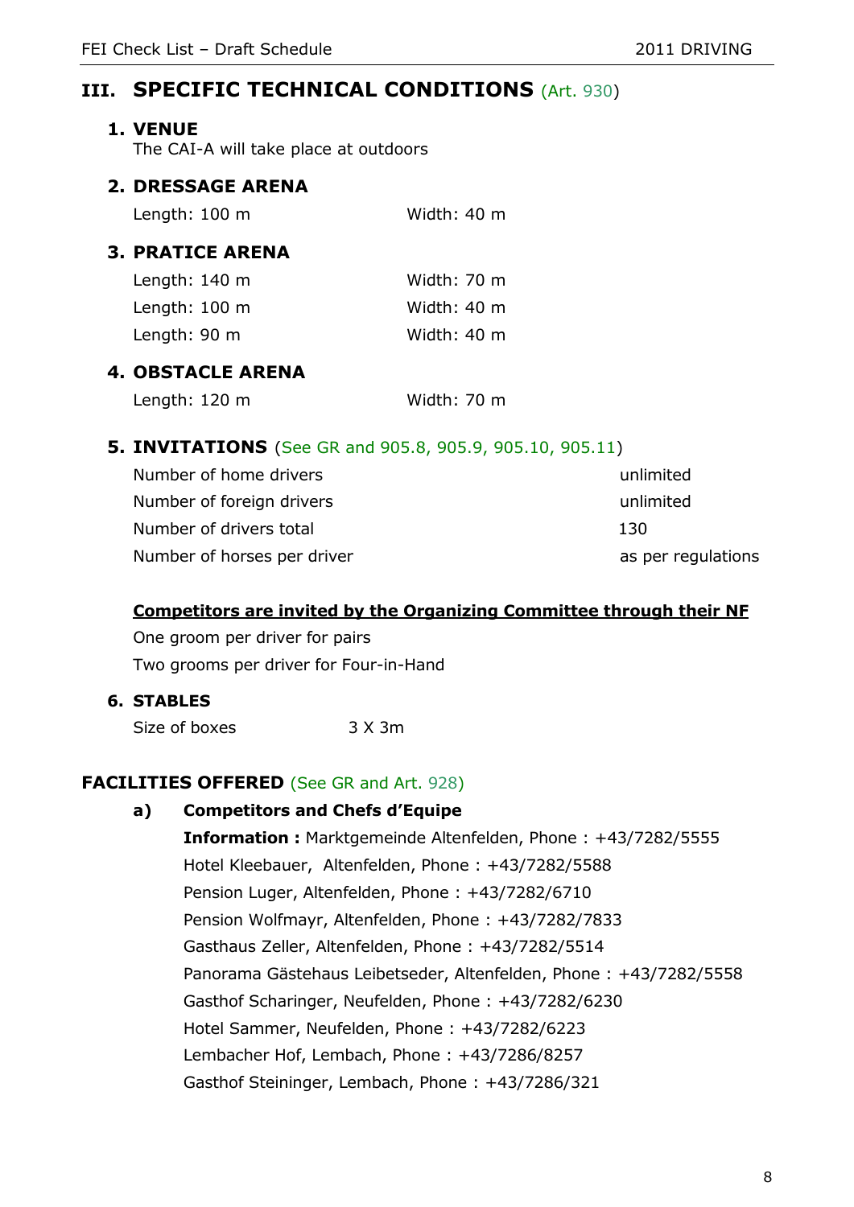# III. SPECIFIC TECHNICAL CONDITIONS (Art. 930)

## 1. VENUE

The CAI-A will take place at outdoors

## 2. DRESSAGE ARENA

| Length: 100 m | Width: 40 m |
|---|---|

## 3. PRATICE ARENA

| Length: 140 m | Width: 70 m |
|---|---|
| Length: 100 m | Width: 40 m |
| Length: 90 m | Width: 40 m |

## 4. OBSTACLE ARENA

| Length: 120 m | Width: 70 m |
|---|---|

## 5. INVITATIONS (See GR and 905.8, 905.9, 905.10, 905.11)

| | |
|---|---|
| Number of home drivers | unlimited |
| Number of foreign drivers | unlimited |
| Number of drivers total | 130 |
| Number of horses per driver | as per regulations |

**<u>Competitors are invited by the Organizing Committee through their NF</u>**

One groom per driver for pairs

Two grooms per driver for Four-in-Hand

## 6. STABLES

Size of boxes 3 X 3m

# FACILITIES OFFERED (See GR and Art. 928)

**a) Competitors and Chefs d'Equipe**

**Information :** Marktgemeinde Altenfelden, Phone : +43/7282/5555
Hotel Kleebauer, Altenfelden, Phone : +43/7282/5588
Pension Luger, Altenfelden, Phone : +43/7282/6710
Pension Wolfmayr, Altenfelden, Phone : +43/7282/7833
Gasthaus Zeller, Altenfelden, Phone : +43/7282/5514
Panorama Gästehaus Leibetseder, Altenfelden, Phone : +43/7282/5558
Gasthof Scharinger, Neufelden, Phone : +43/7282/6230
Hotel Sammer, Neufelden, Phone : +43/7282/6223
Lembacher Hof, Lembach, Phone : +43/7286/8257
Gasthof Steininger, Lembach, Phone : +43/7286/321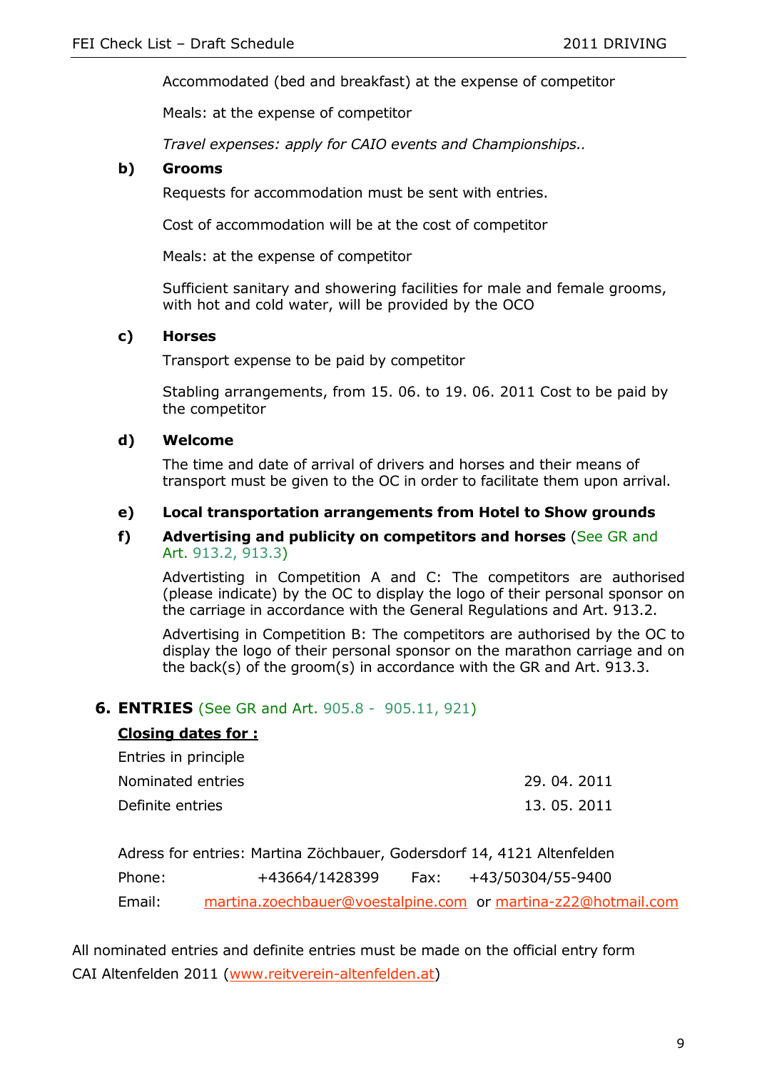Accommodated (bed and breakfast) at the expense of competitor

Meals: at the expense of competitor

*Travel expenses: apply for CAIO events and Championships..*

**b) Grooms**

Requests for accommodation must be sent with entries.

Cost of accommodation will be at the cost of competitor

Meals: at the expense of competitor

Sufficient sanitary and showering facilities for male and female grooms, with hot and cold water, will be provided by the OCO

**c) Horses**

Transport expense to be paid by competitor

Stabling arrangements, from 15. 06. to 19. 06. 2011 Cost to be paid by the competitor

**d) Welcome**

The time and date of arrival of drivers and horses and their means of transport must be given to the OC in order to facilitate them upon arrival.

**e) Local transportation arrangements from Hotel to Show grounds**

**f) Advertising and publicity on competitors and horses** (See GR and Art. 913.2, 913.3)

Advertisting in Competition A and C: The competitors are authorised (please indicate) by the OC to display the logo of their personal sponsor on the carriage in accordance with the General Regulations and Art. 913.2.

Advertising in Competition B: The competitors are authorised by the OC to display the logo of their personal sponsor on the marathon carriage and on the back(s) of the groom(s) in accordance with the GR and Art. 913.3.

## 6. ENTRIES (See GR and Art. 905.8 - 905.11, 921)

**<u>Closing dates for :</u>**

| | |
|---|---|
| Entries in principle | |
| Nominated entries | 29. 04. 2011 |
| Definite entries | 13. 05. 2011 |

Adress for entries: Martina Zöchbauer, Godersdorf 14, 4121 Altenfelden

Phone: +43664/1428399 Fax: +43/50304/55-9400

Email: martina.zoechbauer@voestalpine.com or martina-z22@hotmail.com

All nominated entries and definite entries must be made on the official entry form CAI Altenfelden 2011 (www.reitverein-altenfelden.at)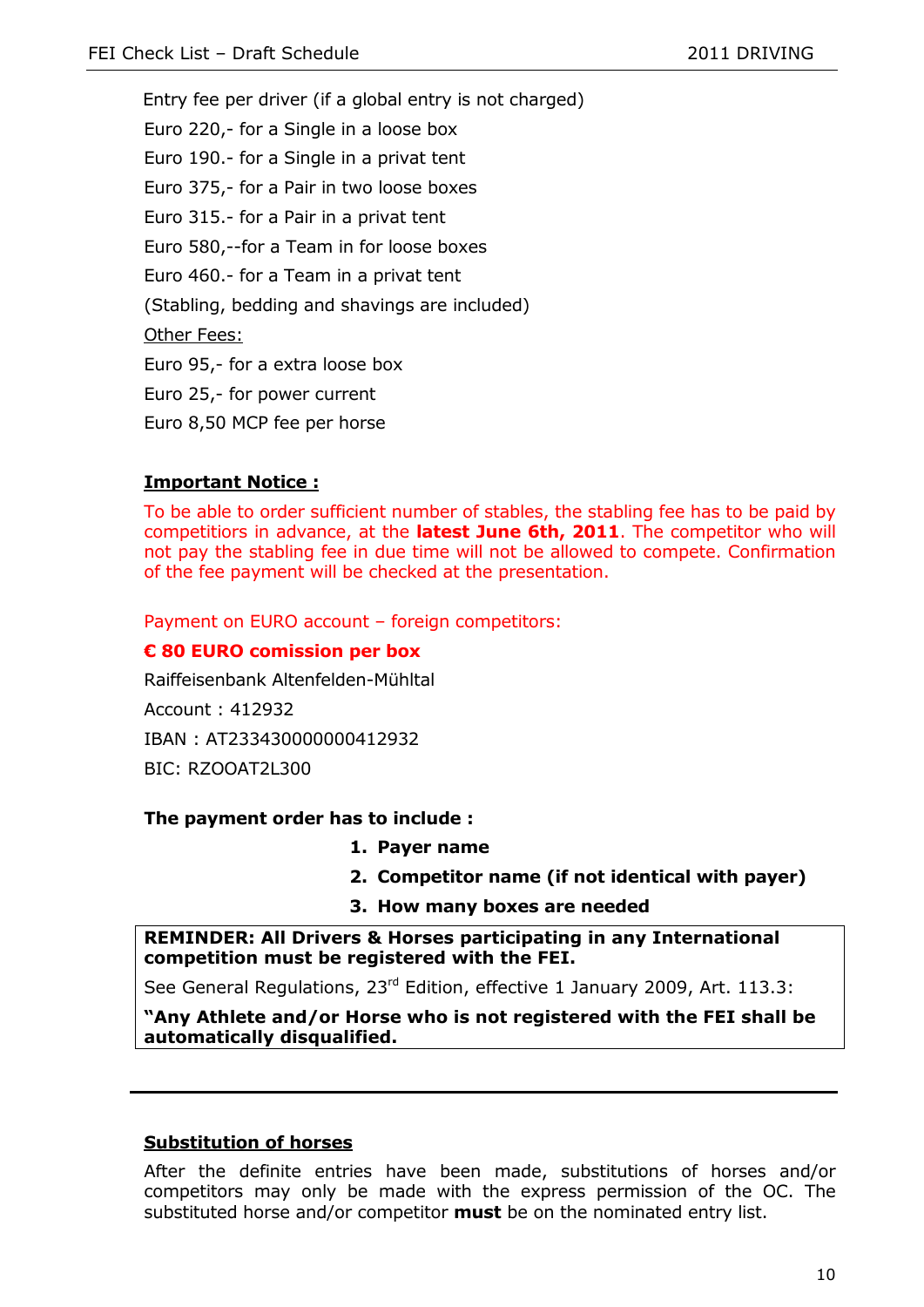Entry fee per driver (if a global entry is not charged)

Euro 220,- for a Single in a loose box

Euro 190.- for a Single in a privat tent

Euro 375,- for a Pair in two loose boxes

Euro 315.- for a Pair in a privat tent

Euro 580,--for a Team in for loose boxes

Euro 460.- for a Team in a privat tent

(Stabling, bedding and shavings are included)

Other Fees:

Euro 95,- for a extra loose box

Euro 25,- for power current

Euro 8,50 MCP fee per horse

**Important Notice :**

To be able to order sufficient number of stables, the stabling fee has to be paid by competitiors in advance, at the **latest June 6th, 2011**. The competitor who will not pay the stabling fee in due time will not be allowed to compete. Confirmation of the fee payment will be checked at the presentation.

Payment on EURO account – foreign competitors:

**€ 80 EURO comission per box**

Raiffeisenbank Altenfelden-Mühltal

Account : 412932

IBAN : AT233430000000412932

BIC: RZOOAT2L300

**The payment order has to include :**

1. **Payer name**
2. **Competitor name (if not identical with payer)**
3. **How many boxes are needed**

**REMINDER: All Drivers & Horses participating in any International competition must be registered with the FEI.**

See General Regulations, 23rd Edition, effective 1 January 2009, Art. 113.3:

**"Any Athlete and/or Horse who is not registered with the FEI shall be automatically disqualified.**

---

**Substitution of horses**

After the definite entries have been made, substitutions of horses and/or competitors may only be made with the express permission of the OC. The substituted horse and/or competitor **must** be on the nominated entry list.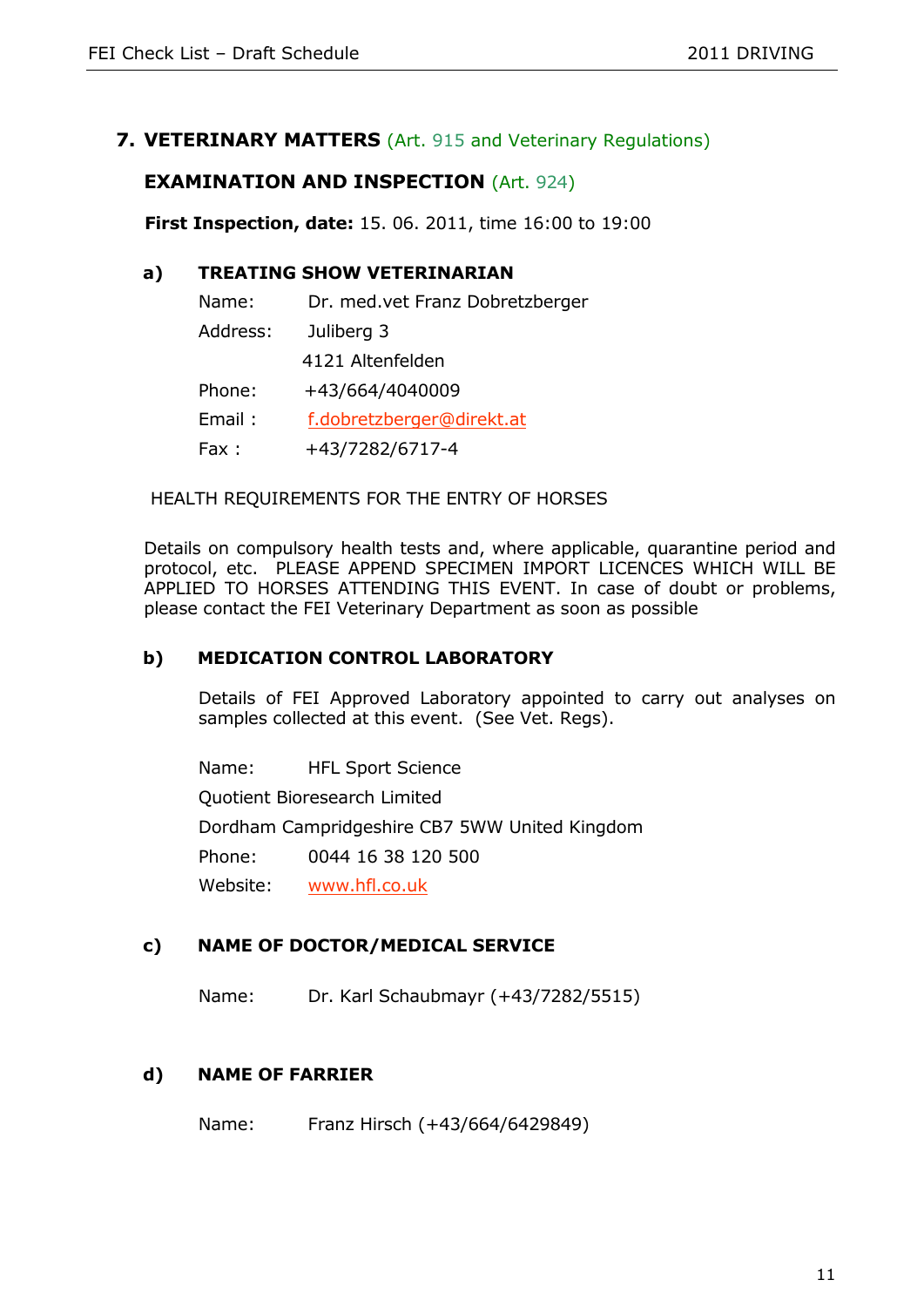## 7. VETERINARY MATTERS (Art. 915 and Veterinary Regulations)

### EXAMINATION AND INSPECTION (Art. 924)

**First Inspection, date:** 15. 06. 2011, time 16:00 to 19:00

#### a) TREATING SHOW VETERINARIAN

Name: Dr. med.vet Franz Dobretzberger

Address: Juliberg 3
4121 Altenfelden

Phone: +43/664/4040009

Email : f.dobretzberger@direkt.at

Fax : +43/7282/6717-4

HEALTH REQUIREMENTS FOR THE ENTRY OF HORSES

Details on compulsory health tests and, where applicable, quarantine period and protocol, etc. PLEASE APPEND SPECIMEN IMPORT LICENCES WHICH WILL BE APPLIED TO HORSES ATTENDING THIS EVENT. In case of doubt or problems, please contact the FEI Veterinary Department as soon as possible

#### b) MEDICATION CONTROL LABORATORY

Details of FEI Approved Laboratory appointed to carry out analyses on samples collected at this event. (See Vet. Regs).

Name: HFL Sport Science

Quotient Bioresearch Limited

Dordham Campridgeshire CB7 5WW United Kingdom

Phone: 0044 16 38 120 500

Website: www.hfl.co.uk

#### c) NAME OF DOCTOR/MEDICAL SERVICE

Name: Dr. Karl Schaubmayr (+43/7282/5515)

#### d) NAME OF FARRIER

Name: Franz Hirsch (+43/664/6429849)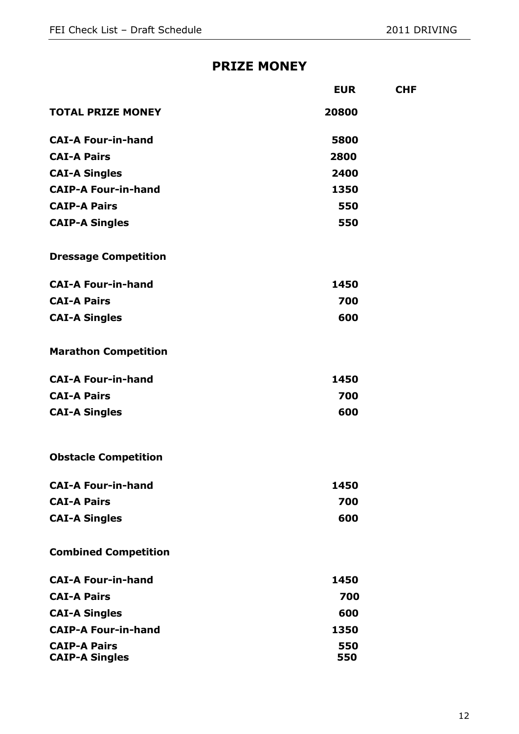## PRIZE MONEY

| | EUR | CHF |
|---|---|---|
| **TOTAL PRIZE MONEY** | **20800** | |
| **CAI-A Four-in-hand** | **5800** | |
| **CAI-A Pairs** | **2800** | |
| **CAI-A Singles** | **2400** | |
| **CAIP-A Four-in-hand** | **1350** | |
| **CAIP-A Pairs** | **550** | |
| **CAIP-A Singles** | **550** | |
| **Dressage Competition** | | |
| **CAI-A Four-in-hand** | **1450** | |
| **CAI-A Pairs** | **700** | |
| **CAI-A Singles** | **600** | |
| **Marathon Competition** | | |
| **CAI-A Four-in-hand** | **1450** | |
| **CAI-A Pairs** | **700** | |
| **CAI-A Singles** | **600** | |
| **Obstacle Competition** | | |
| **CAI-A Four-in-hand** | **1450** | |
| **CAI-A Pairs** | **700** | |
| **CAI-A Singles** | **600** | |
| **Combined Competition** | | |
| **CAI-A Four-in-hand** | **1450** | |
| **CAI-A Pairs** | **700** | |
| **CAI-A Singles** | **600** | |
| **CAIP-A Four-in-hand** | **1350** | |
| **CAIP-A Pairs** | **550** | |
| **CAIP-A Singles** | **550** | |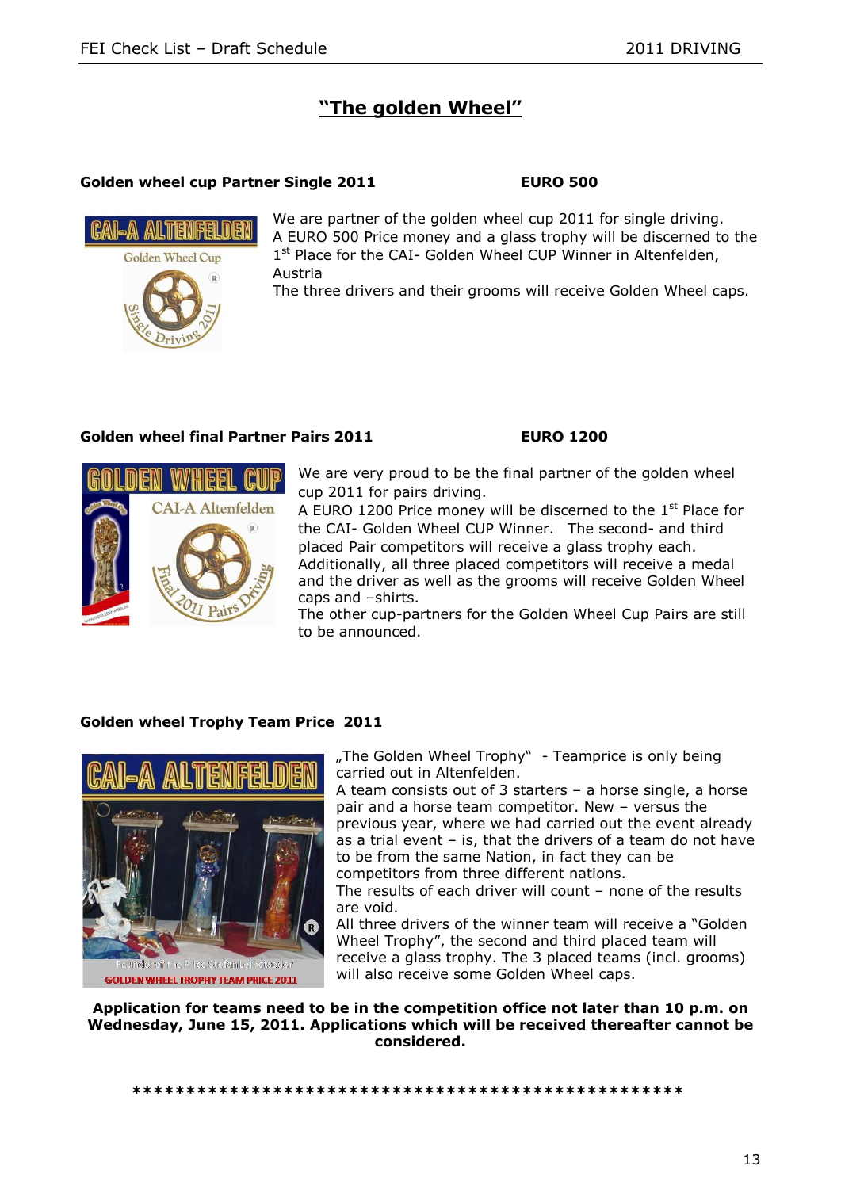# "The golden Wheel"

**Golden wheel cup Partner Single 2011** **EURO 500**

We are partner of the golden wheel cup 2011 for single driving.
A EURO 500 Price money and a glass trophy will be discerned to the 1st Place for the CAI- Golden Wheel CUP Winner in Altenfelden, Austria
The three drivers and their grooms will receive Golden Wheel caps.

**Golden wheel final Partner Pairs 2011** **EURO 1200**

We are very proud to be the final partner of the golden wheel cup 2011 for pairs driving.
A EURO 1200 Price money will be discerned to the 1st Place for the CAI- Golden Wheel CUP Winner. The second- and third placed Pair competitors will receive a glass trophy each.
Additionally, all three placed competitors will receive a medal and the driver as well as the grooms will receive Golden Wheel caps and –shirts.
The other cup-partners for the Golden Wheel Cup Pairs are still to be announced.

**Golden wheel Trophy Team Price 2011**

„The Golden Wheel Trophy" - Teamprice is only being carried out in Altenfelden.
A team consists out of 3 starters – a horse single, a horse pair and a horse team competitor. New – versus the previous year, where we had carried out the event already as a trial event – is, that the drivers of a team do not have to be from the same Nation, in fact they can be competitors from three different nations.
The results of each driver will count – none of the results are void.
All three drivers of the winner team will receive a "Golden Wheel Trophy", the second and third placed team will receive a glass trophy. The 3 placed teams (incl. grooms) will also receive some Golden Wheel caps.

**Application for teams need to be in the competition office not later than 10 p.m. on Wednesday, June 15, 2011. Applications which will be received thereafter cannot be considered.**

**************************************************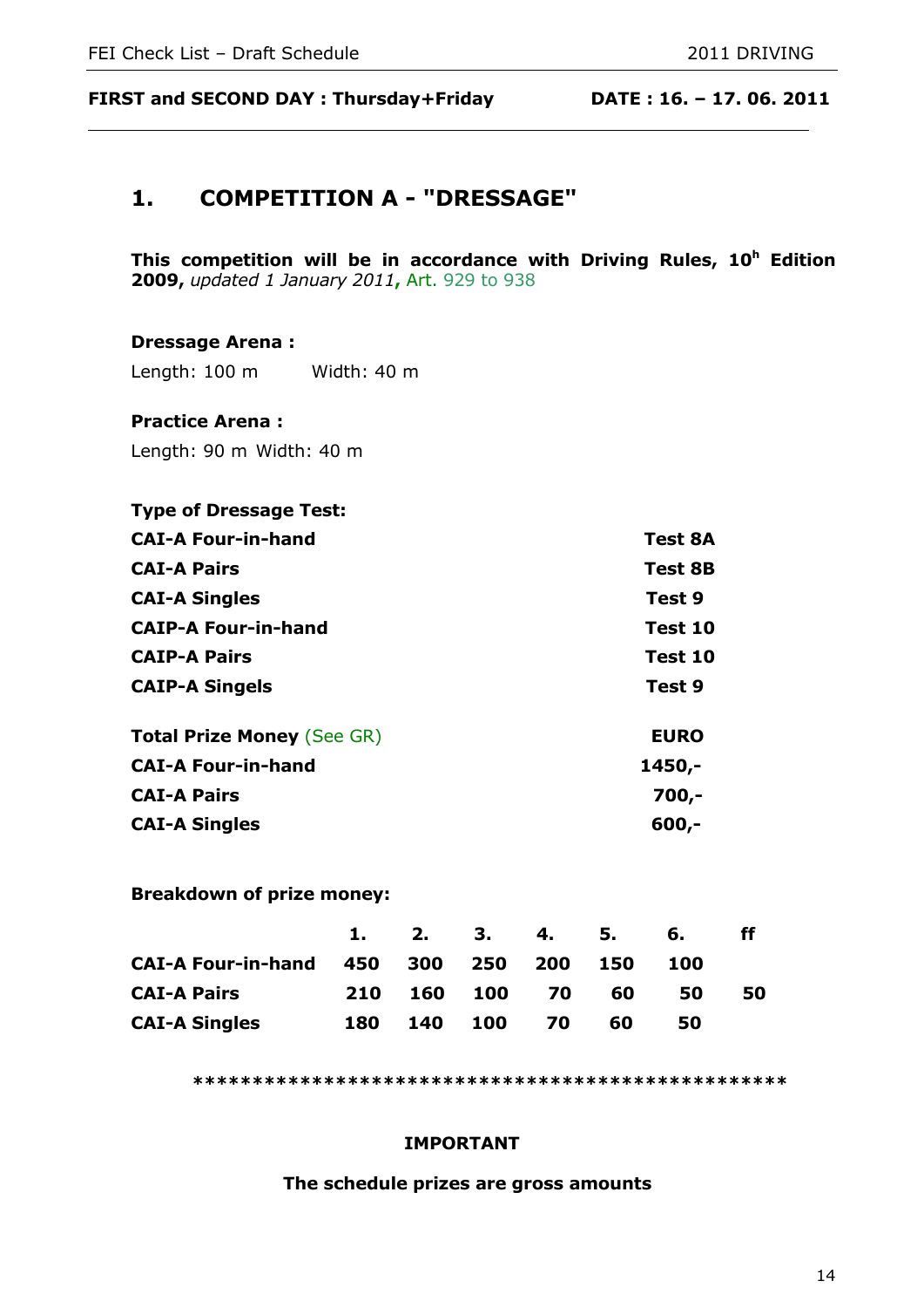**FIRST and SECOND DAY : Thursday+Friday DATE : 16. – 17. 06. 2011**

## 1. COMPETITION A - "DRESSAGE"

**This competition will be in accordance with Driving Rules, 10h Edition 2009,** *updated 1 January 2011***,** Art. 929 to 938

**Dressage Arena :**

Length: 100 m Width: 40 m

**Practice Arena :**

Length: 90 m Width: 40 m

| **Type of Dressage Test:** | |
|---|---|
| **CAI-A Four-in-hand** | **Test 8A** |
| **CAI-A Pairs** | **Test 8B** |
| **CAI-A Singles** | **Test 9** |
| **CAIP-A Four-in-hand** | **Test 10** |
| **CAIP-A Pairs** | **Test 10** |
| **CAIP-A Singels** | **Test 9** |

| **Total Prize Money** (See GR) | **EURO** |
|---|---|
| **CAI-A Four-in-hand** | **1450,-** |
| **CAI-A Pairs** | **700,-** |
| **CAI-A Singles** | **600,-** |

**Breakdown of prize money:**

| | **1.** | **2.** | **3.** | **4.** | **5.** | **6.** | **ff** |
|---|---|---|---|---|---|---|---|
| **CAI-A Four-in-hand** | **450** | **300** | **250** | **200** | **150** | **100** | |
| **CAI-A Pairs** | **210** | **160** | **100** | **70** | **60** | **50** | **50** |
| **CAI-A Singles** | **180** | **140** | **100** | **70** | **60** | **50** | |

**************************************************

**IMPORTANT**

**The schedule prizes are gross amounts**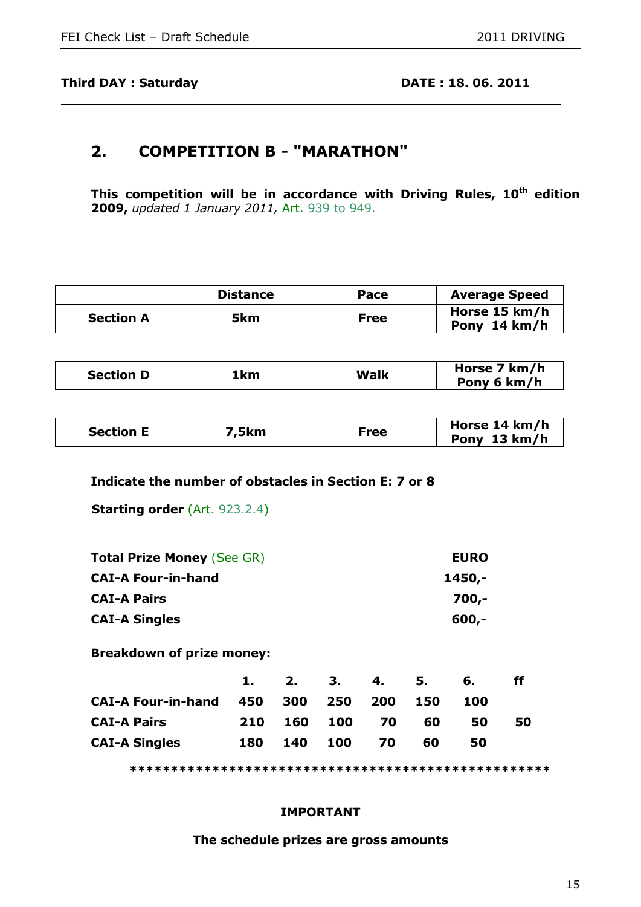**Third DAY : Saturday** **DATE : 18. 06. 2011**

## 2. COMPETITION B - "MARATHON"

**This competition will be in accordance with Driving Rules, 10th edition 2009,** *updated 1 January 2011,* Art. 939 to 949.

| | Distance | Pace | Average Speed |
|---|---|---|---|
| **Section A** | **5km** | **Free** | **Horse 15 km/h Pony 14 km/h** |

| | | | |
|---|---|---|---|
| **Section D** | **1km** | **Walk** | **Horse 7 km/h Pony 6 km/h** |

| | | | |
|---|---|---|---|
| **Section E** | **7,5km** | **Free** | **Horse 14 km/h Pony 13 km/h** |

**Indicate the number of obstacles in Section E: 7 or 8**

**Starting order** (Art. 923.2.4)

| | |
|---|---|
| **Total Prize Money** (See GR) | **EURO** |
| **CAI-A Four-in-hand** | **1450,-** |
| **CAI-A Pairs** | **700,-** |
| **CAI-A Singles** | **600,-** |

**Breakdown of prize money:**

| | 1. | 2. | 3. | 4. | 5. | 6. | ff |
|---|---|---|---|---|---|---|---|
| **CAI-A Four-in-hand** | 450 | 300 | 250 | 200 | 150 | 100 | |
| **CAI-A Pairs** | 210 | 160 | 100 | 70 | 60 | 50 | 50 |
| **CAI-A Singles** | 180 | 140 | 100 | 70 | 60 | 50 | |

****************************************************

**IMPORTANT**

**The schedule prizes are gross amounts**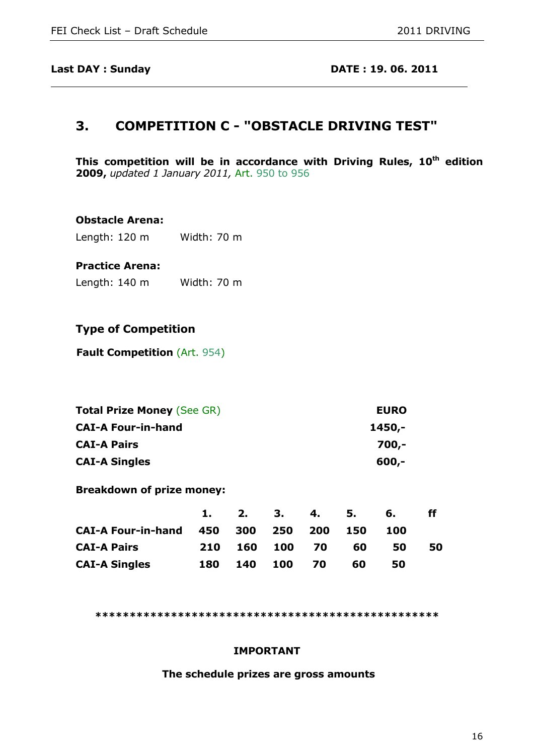**Last DAY : Sunday** **DATE : 19. 06. 2011**

## 3. COMPETITION C - "OBSTACLE DRIVING TEST"

**This competition will be in accordance with Driving Rules, 10th edition 2009,** *updated 1 January 2011,* Art. 950 to 956

**Obstacle Arena:**

Length: 120 m Width: 70 m

**Practice Arena:**

Length: 140 m Width: 70 m

### Type of Competition

**Fault Competition** (Art. 954)

| **Total Prize Money** (See GR) | **EURO** |
|---|---|
| **CAI-A Four-in-hand** | **1450,-** |
| **CAI-A Pairs** | **700,-** |
| **CAI-A Singles** | **600,-** |

**Breakdown of prize money:**

| | 1. | 2. | 3. | 4. | 5. | 6. | ff |
|---|---|---|---|---|---|---|---|
| **CAI-A Four-in-hand** | 450 | 300 | 250 | 200 | 150 | 100 | |
| **CAI-A Pairs** | 210 | 160 | 100 | 70 | 60 | 50 | 50 |
| **CAI-A Singles** | 180 | 140 | 100 | 70 | 60 | 50 | |

**************************************************

**IMPORTANT**

**The schedule prizes are gross amounts**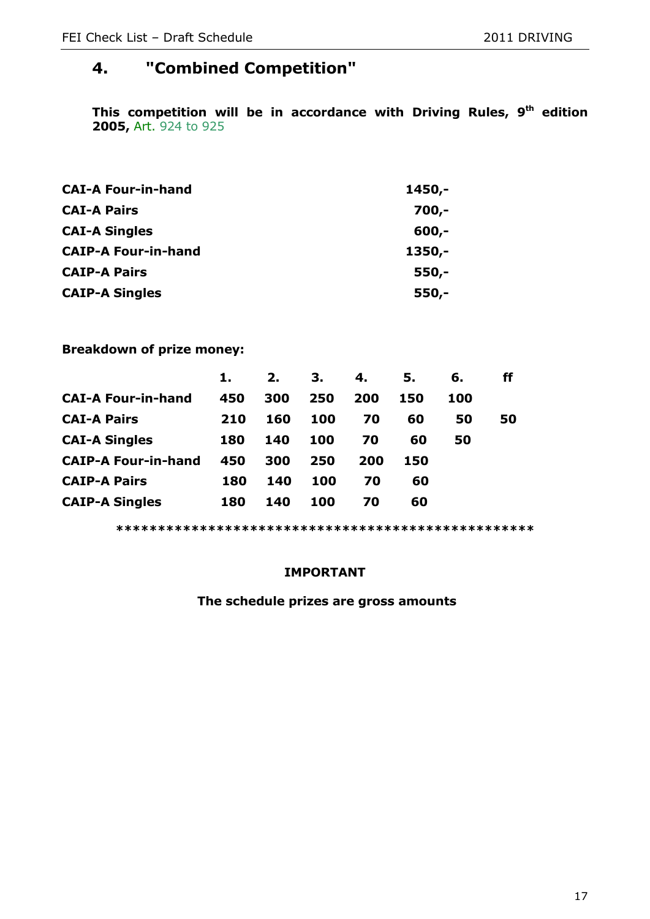## 4. "Combined Competition"

**This competition will be in accordance with Driving Rules, 9th edition 2005,** Art. 924 to 925

| | |
|---|---|
| **CAI-A Four-in-hand** | **1450,-** |
| **CAI-A Pairs** | **700,-** |
| **CAI-A Singles** | **600,-** |
| **CAIP-A Four-in-hand** | **1350,-** |
| **CAIP-A Pairs** | **550,-** |
| **CAIP-A Singles** | **550,-** |

**Breakdown of prize money:**

| | 1. | 2. | 3. | 4. | 5. | 6. | ff |
|---|---|---|---|---|---|---|---|
| **CAI-A Four-in-hand** | 450 | 300 | 250 | 200 | 150 | 100 | |
| **CAI-A Pairs** | 210 | 160 | 100 | 70 | 60 | 50 | 50 |
| **CAI-A Singles** | 180 | 140 | 100 | 70 | 60 | 50 | |
| **CAIP-A Four-in-hand** | 450 | 300 | 250 | 200 | 150 | | |
| **CAIP-A Pairs** | 180 | 140 | 100 | 70 | 60 | | |
| **CAIP-A Singles** | 180 | 140 | 100 | 70 | 60 | | |

**************************************************

**IMPORTANT**

**The schedule prizes are gross amounts**